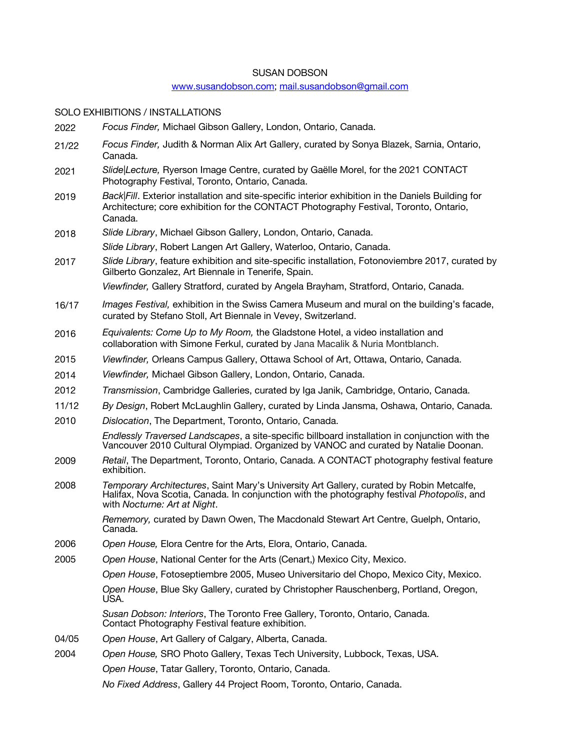# SUSAN DOBSON

[www.susandobson.com](http://www.susandobson.com); [mail.susandobson@gmail.com](mailto:mail.susandobson@gmail.com)

## SOLO EXHIBITIONS / INSTALLATIONS

2022 — *Focus Finder,* Michael Gibson Gallery, London, Ontario, Canada.

21/22 — *Focus Finder,* Judith & Norman Alix Art Gallery, curated by Sonya Blazek, Sarnia, Ontario, Canada.

2021 — *Slide|Lecture,* Ryerson Image Centre, curated by Gaëlle Morel, for the 2021 CONTACT Photography Festival, Toronto, Ontario, Canada.

2019 — *Back|Fill*. Exterior installation and site-specific interior exhibition in the Daniels Building for Architecture; core exhibition for the CONTACT Photography Festival, Toronto, Ontario, Canada.

2018 — *Slide Library*, Michael Gibson Gallery, London, Ontario, Canada.

*Slide Library*, Robert Langen Art Gallery, Waterloo, Ontario, Canada.

2017 — *Slide Library*, feature exhibition and site-specific installation, Fotonoviembre 2017, curated by Gilberto Gonzalez, Art Biennale in Tenerife, Spain.

*Viewfinder,* Gallery Stratford, curated by Angela Brayham, Stratford, Ontario, Canada.

16/17 — *Images Festival,* exhibition in the Swiss Camera Museum and mural on the building's facade, curated by Stefano Stoll, Art Biennale in Vevey, Switzerland.

2016 — *Equivalents: Come Up to My Room,* the Gladstone Hotel, a video installation and collaboration with Simone Ferkul, curated by Jana Macalik & Nuria Montblanch.

2015 — *Viewfinder,* Orleans Campus Gallery, Ottawa School of Art, Ottawa, Ontario, Canada.

2014 — *Viewfinder,* Michael Gibson Gallery, London, Ontario, Canada.

2012 — *Transmission*, Cambridge Galleries, curated by Iga Janik, Cambridge, Ontario, Canada.

11/12 — *By Design*, Robert McLaughlin Gallery, curated by Linda Jansma, Oshawa, Ontario, Canada.

2010 — *Dislocation*, The Department, Toronto, Ontario, Canada.

*Endlessly Traversed Landscapes*, a site-specific billboard installation in conjunction with the Vancouver 2010 Cultural Olympiad. Organized by VANOC and curated by Natalie Doonan.

2009 — *Retail*, The Department, Toronto, Ontario, Canada. A CONTACT photography festival feature exhibition.

2008 — *Temporary Architectures*, Saint Mary's University Art Gallery, curated by Robin Metcalfe, Halifax, Nova Scotia, Canada. In conjunction with the photography festival *Photopolis*, and with *Nocturne: Art at Night*.

*Rememory,* curated by Dawn Owen, The Macdonald Stewart Art Centre, Guelph, Ontario, Canada.

2006 — *Open House,* Elora Centre for the Arts, Elora, Ontario, Canada.

2005 — *Open House*, National Center for the Arts (Cenart,) Mexico City, Mexico.

*Open House*, Fotoseptiembre 2005, Museo Universitario del Chopo, Mexico City, Mexico.

*Open House*, Blue Sky Gallery, curated by Christopher Rauschenberg, Portland, Oregon, USA.

*Susan Dobson: Interiors*, The Toronto Free Gallery, Toronto, Ontario, Canada. Contact Photography Festival feature exhibition.

04/05 — *Open House*, Art Gallery of Calgary, Alberta, Canada.

2004 — *Open House,* SRO Photo Gallery, Texas Tech University, Lubbock, Texas, USA.

*Open House*, Tatar Gallery, Toronto, Ontario, Canada.

*No Fixed Address*, Gallery 44 Project Room, Toronto, Ontario, Canada.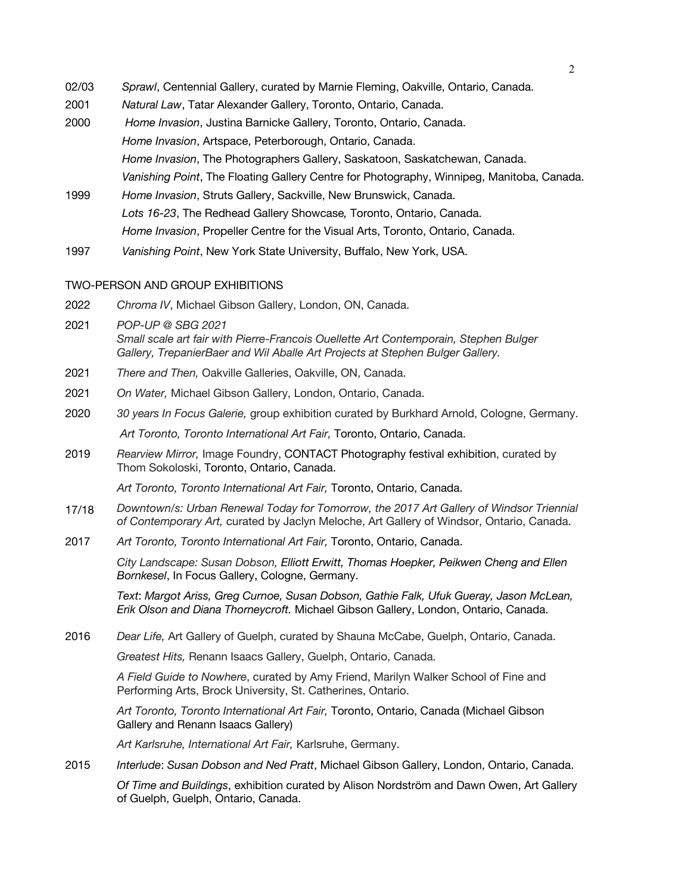02/03 *Sprawl*, Centennial Gallery, curated by Marnie Fleming, Oakville, Ontario, Canada.

2001 *Natural Law*, Tatar Alexander Gallery, Toronto, Ontario, Canada.

2000 *Home Invasion*, Justina Barnicke Gallery, Toronto, Ontario, Canada.

*Home Invasion*, Artspace, Peterborough, Ontario, Canada.

*Home Invasion*, The Photographers Gallery, Saskatoon, Saskatchewan, Canada.

*Vanishing Point*, The Floating Gallery Centre for Photography, Winnipeg, Manitoba, Canada.

1999 *Home Invasion*, Struts Gallery, Sackville, New Brunswick, Canada.

*Lots 16-23*, The Redhead Gallery Showcase*,* Toronto, Ontario, Canada.

*Home Invasion*, Propeller Centre for the Visual Arts, Toronto, Ontario, Canada.

1997 *Vanishing Point*, New York State University, Buffalo, New York, USA.

## TWO-PERSON AND GROUP EXHIBITIONS

2022 *Chroma IV*, Michael Gibson Gallery, London, ON, Canada.

2021 *POP-UP @ SBG 2021*
*Small scale art fair with Pierre-Francois Ouellette Art Contemporain, Stephen Bulger Gallery, TrepanierBaer and Wil Aballe Art Projects at Stephen Bulger Gallery.*

2021 *There and Then,* Oakville Galleries, Oakville, ON, Canada.

2021 *On Water,* Michael Gibson Gallery, London, Ontario, Canada.

2020 *30 years In Focus Galerie,* group exhibition curated by Burkhard Arnold, Cologne, Germany.

*Art Toronto, Toronto International Art Fair,* Toronto, Ontario, Canada.

2019 *Rearview Mirror,* Image Foundry, CONTACT Photography festival exhibition, curated by Thom Sokoloski, Toronto, Ontario, Canada.

*Art Toronto, Toronto International Art Fair,* Toronto, Ontario, Canada.

17/18 *Downtown/s: Urban Renewal Today for Tomorrow, the 2017 Art Gallery of Windsor Triennial of Contemporary Art,* curated by Jaclyn Meloche, Art Gallery of Windsor, Ontario, Canada.

2017 *Art Toronto, Toronto International Art Fair,* Toronto, Ontario, Canada.

*City Landscape: Susan Dobson, Elliott Erwitt, Thomas Hoepker, Peikwen Cheng and Ellen Bornkesel*, In Focus Gallery, Cologne, Germany.

*Text*: *Margot Ariss, Greg Curnoe, Susan Dobson, Gathie Falk, Ufuk Gueray, Jason McLean, Erik Olson and Diana Thorneycroft.* Michael Gibson Gallery, London, Ontario, Canada.

2016 *Dear Life,* Art Gallery of Guelph, curated by Shauna McCabe, Guelph, Ontario, Canada.

*Greatest Hits,* Renann Isaacs Gallery, Guelph, Ontario, Canada.

*A Field Guide to Nowhere*, curated by Amy Friend, Marilyn Walker School of Fine and Performing Arts, Brock University, St. Catherines, Ontario.

*Art Toronto, Toronto International Art Fair,* Toronto, Ontario, Canada (Michael Gibson Gallery and Renann Isaacs Gallery)

*Art Karlsruhe, International Art Fair,* Karlsruhe, Germany.

2015 *Interlude*: *Susan Dobson and Ned Pratt*, Michael Gibson Gallery, London, Ontario, Canada.

*Of Time and Buildings*, exhibition curated by Alison Nordström and Dawn Owen, Art Gallery of Guelph, Guelph, Ontario, Canada.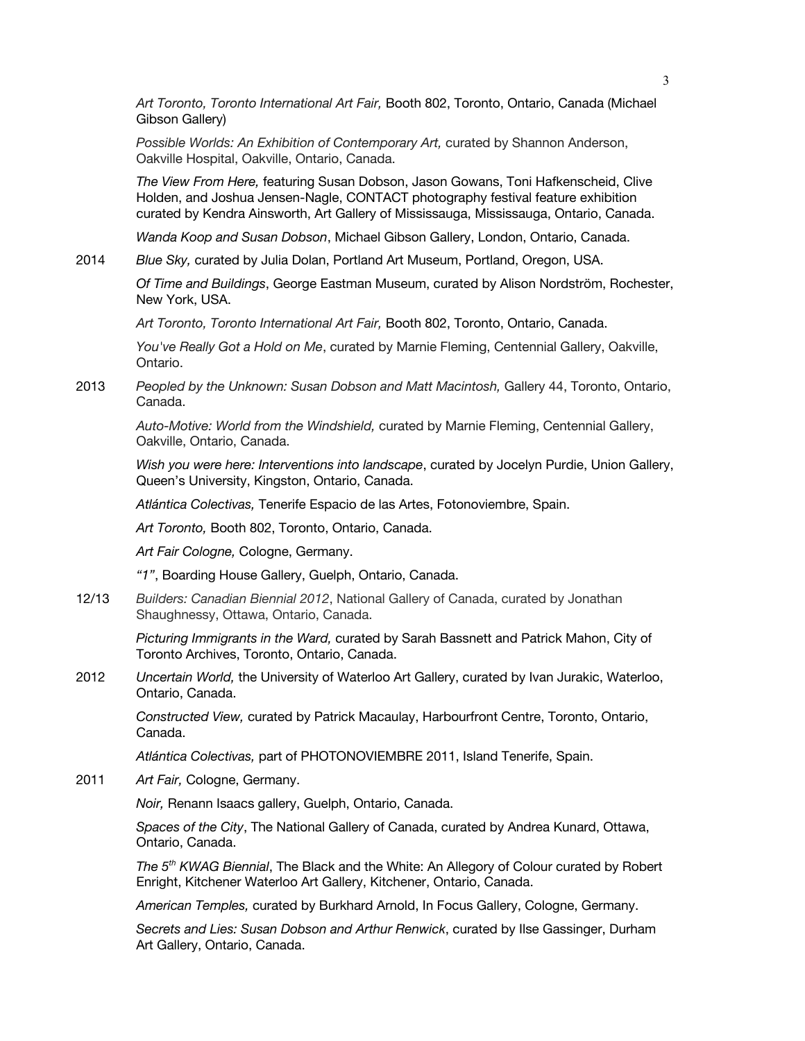*Art Toronto, Toronto International Art Fair,* Booth 802, Toronto, Ontario, Canada (Michael Gibson Gallery)

*Possible Worlds: An Exhibition of Contemporary Art,* curated by Shannon Anderson, Oakville Hospital, Oakville, Ontario, Canada.

*The View From Here,* featuring Susan Dobson, Jason Gowans, Toni Hafkenscheid, Clive Holden, and Joshua Jensen-Nagle, CONTACT photography festival feature exhibition curated by Kendra Ainsworth, Art Gallery of Mississauga, Mississauga, Ontario, Canada.

*Wanda Koop and Susan Dobson*, Michael Gibson Gallery, London, Ontario, Canada.

2014 *Blue Sky,* curated by Julia Dolan, Portland Art Museum, Portland, Oregon, USA.

*Of Time and Buildings*, George Eastman Museum, curated by Alison Nordström, Rochester, New York, USA.

*Art Toronto, Toronto International Art Fair,* Booth 802, Toronto, Ontario, Canada.

*You've Really Got a Hold on Me*, curated by Marnie Fleming, Centennial Gallery, Oakville, Ontario.

2013 *Peopled by the Unknown: Susan Dobson and Matt Macintosh,* Gallery 44, Toronto, Ontario, Canada.

*Auto-Motive: World from the Windshield,* curated by Marnie Fleming, Centennial Gallery, Oakville, Ontario, Canada.

*Wish you were here: Interventions into landscape*, curated by Jocelyn Purdie, Union Gallery, Queen's University, Kingston, Ontario, Canada.

*Atlántica Colectivas,* Tenerife Espacio de las Artes, Fotonoviembre, Spain.

*Art Toronto,* Booth 802, Toronto, Ontario, Canada.

*Art Fair Cologne,* Cologne, Germany.

*"1"*, Boarding House Gallery, Guelph, Ontario, Canada.

12/13 *Builders: Canadian Biennial 2012*, National Gallery of Canada, curated by Jonathan Shaughnessy, Ottawa, Ontario, Canada.

*Picturing Immigrants in the Ward,* curated by Sarah Bassnett and Patrick Mahon, City of Toronto Archives, Toronto, Ontario, Canada.

2012 *Uncertain World,* the University of Waterloo Art Gallery, curated by Ivan Jurakic, Waterloo, Ontario, Canada.

*Constructed View,* curated by Patrick Macaulay, Harbourfront Centre, Toronto, Ontario, Canada.

*Atlántica Colectivas,* part of PHOTONOVIEMBRE 2011, Island Tenerife, Spain.

2011 *Art Fair,* Cologne, Germany.

*Noir,* Renann Isaacs gallery, Guelph, Ontario, Canada.

*Spaces of the City*, The National Gallery of Canada, curated by Andrea Kunard, Ottawa, Ontario, Canada.

*The 5th KWAG Biennial*, The Black and the White: An Allegory of Colour curated by Robert Enright, Kitchener Waterloo Art Gallery, Kitchener, Ontario, Canada.

*American Temples,* curated by Burkhard Arnold, In Focus Gallery, Cologne, Germany.

*Secrets and Lies: Susan Dobson and Arthur Renwick*, curated by Ilse Gassinger, Durham Art Gallery, Ontario, Canada.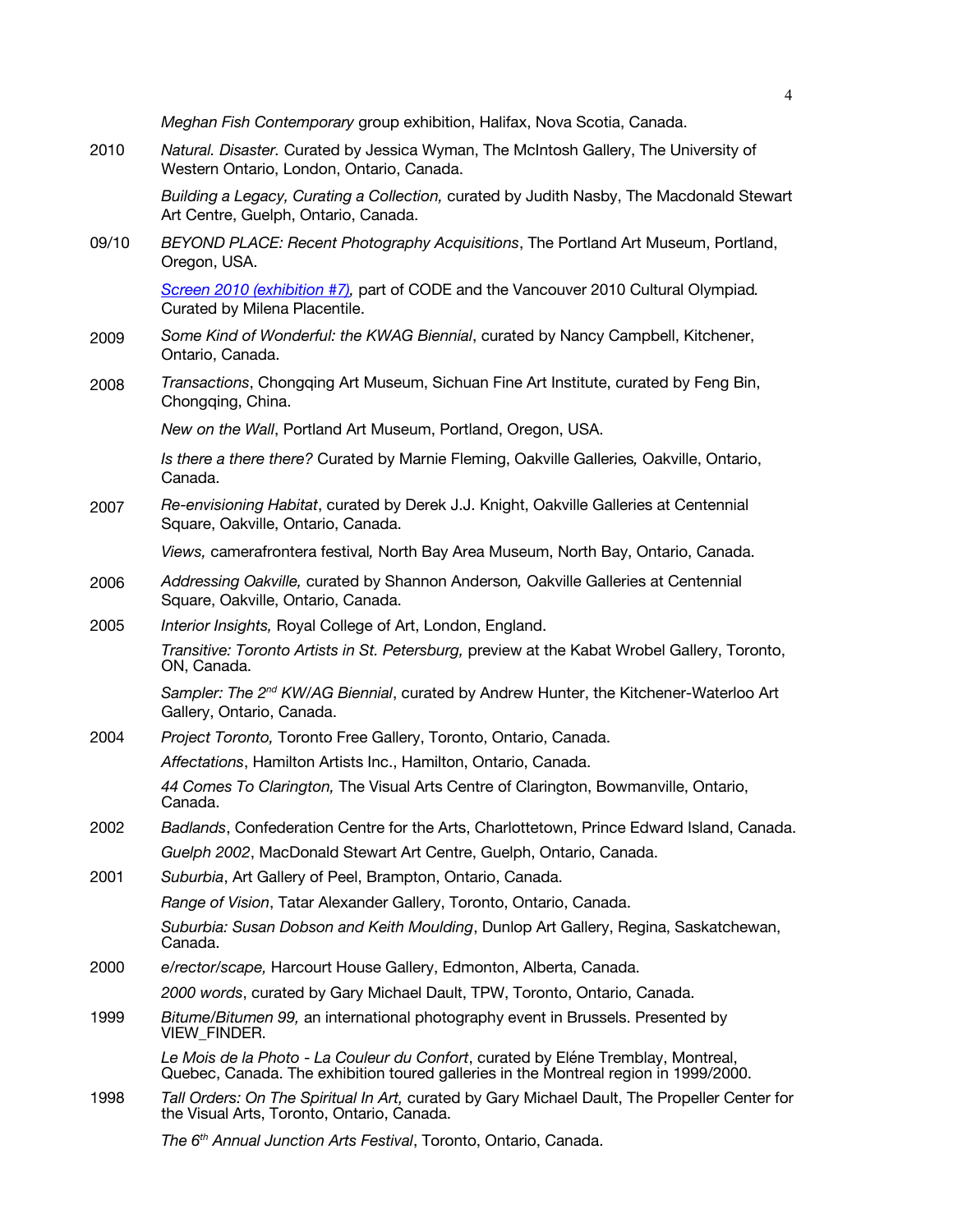*Meghan Fish Contemporary* group exhibition, Halifax, Nova Scotia, Canada.

2010 *Natural. Disaster.* Curated by Jessica Wyman, The McIntosh Gallery, The University of Western Ontario, London, Ontario, Canada.

*Building a Legacy, Curating a Collection,* curated by Judith Nasby, The Macdonald Stewart Art Centre, Guelph, Ontario, Canada.

09/10 *BEYOND PLACE: Recent Photography Acquisitions*, The Portland Art Museum, Portland, Oregon, USA.

*Screen 2010 (exhibition #7),* part of CODE and the Vancouver 2010 Cultural Olympiad*.* Curated by Milena Placentile.

2009 *Some Kind of Wonderful: the KWAG Biennial*, curated by Nancy Campbell, Kitchener, Ontario, Canada.

2008 *Transactions*, Chongqing Art Museum, Sichuan Fine Art Institute, curated by Feng Bin, Chongqing, China.

*New on the Wall*, Portland Art Museum, Portland, Oregon, USA.

*Is there a there there?* Curated by Marnie Fleming, Oakville Galleries*,* Oakville, Ontario, Canada.

2007 *Re-envisioning Habitat*, curated by Derek J.J. Knight, Oakville Galleries at Centennial Square, Oakville, Ontario, Canada.

*Views,* camerafrontera festival*,* North Bay Area Museum, North Bay, Ontario, Canada.

2006 *Addressing Oakville,* curated by Shannon Anderson*,* Oakville Galleries at Centennial Square, Oakville, Ontario, Canada.

2005 *Interior Insights,* Royal College of Art, London, England.

*Transitive: Toronto Artists in St. Petersburg,* preview at the Kabat Wrobel Gallery, Toronto, ON, Canada.

*Sampler: The 2nd KW/AG Biennial*, curated by Andrew Hunter, the Kitchener-Waterloo Art Gallery, Ontario, Canada.

2004 *Project Toronto,* Toronto Free Gallery, Toronto, Ontario, Canada.

*Affectations*, Hamilton Artists Inc., Hamilton, Ontario, Canada.

*44 Comes To Clarington,* The Visual Arts Centre of Clarington, Bowmanville, Ontario, Canada.

2002 *Badlands*, Confederation Centre for the Arts, Charlottetown, Prince Edward Island, Canada.

*Guelph 2002*, MacDonald Stewart Art Centre, Guelph, Ontario, Canada.

2001 *Suburbia*, Art Gallery of Peel, Brampton, Ontario, Canada.

*Range of Vision*, Tatar Alexander Gallery, Toronto, Ontario, Canada.

*Suburbia: Susan Dobson and Keith Moulding*, Dunlop Art Gallery, Regina, Saskatchewan, Canada.

2000 *e/rector/scape,* Harcourt House Gallery, Edmonton, Alberta, Canada.

*2000 words*, curated by Gary Michael Dault, TPW, Toronto, Ontario, Canada.

1999 *Bitume/Bitumen 99,* an international photography event in Brussels. Presented by VIEW_FINDER.

*Le Mois de la Photo - La Couleur du Confort*, curated by Eléne Tremblay, Montreal, Quebec, Canada. The exhibition toured galleries in the Montreal region in 1999/2000.

1998 *Tall Orders: On The Spiritual In Art,* curated by Gary Michael Dault, The Propeller Center for the Visual Arts, Toronto, Ontario, Canada.

*The 6th Annual Junction Arts Festival*, Toronto, Ontario, Canada.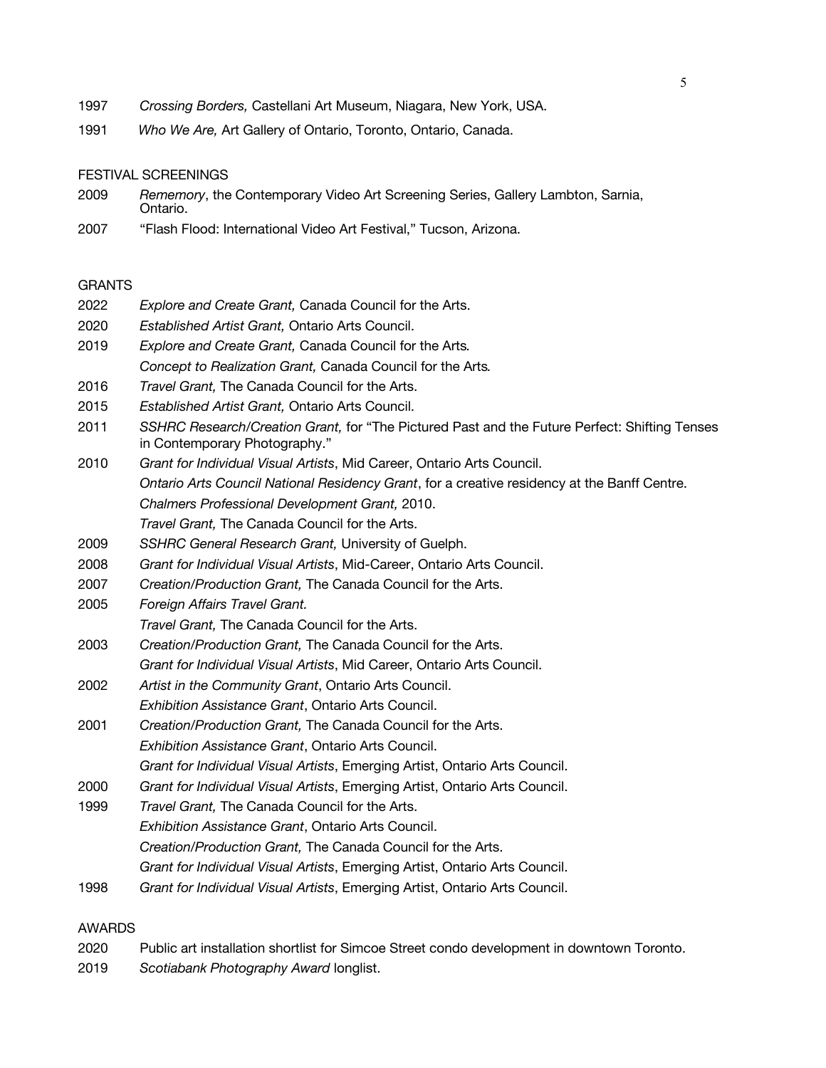1997 *Crossing Borders,* Castellani Art Museum, Niagara, New York, USA.

1991 *Who We Are,* Art Gallery of Ontario, Toronto, Ontario, Canada.

FESTIVAL SCREENINGS

2009 *Rememory*, the Contemporary Video Art Screening Series, Gallery Lambton, Sarnia, Ontario.

2007 "Flash Flood: International Video Art Festival," Tucson, Arizona.

GRANTS

2022 *Explore and Create Grant,* Canada Council for the Arts.

2020 *Established Artist Grant,* Ontario Arts Council.

2019 *Explore and Create Grant,* Canada Council for the Arts*.*
*Concept to Realization Grant,* Canada Council for the Arts*.*

2016 *Travel Grant,* The Canada Council for the Arts.

2015 *Established Artist Grant,* Ontario Arts Council.

2011 *SSHRC Research/Creation Grant,* for "The Pictured Past and the Future Perfect: Shifting Tenses in Contemporary Photography."

2010 *Grant for Individual Visual Artists*, Mid Career, Ontario Arts Council.
*Ontario Arts Council National Residency Grant*, for a creative residency at the Banff Centre.
*Chalmers Professional Development Grant,* 2010.
*Travel Grant,* The Canada Council for the Arts.

2009 *SSHRC General Research Grant,* University of Guelph.

2008 *Grant for Individual Visual Artists*, Mid-Career, Ontario Arts Council.

2007 *Creation/Production Grant,* The Canada Council for the Arts.

2005 *Foreign Affairs Travel Grant.*
*Travel Grant,* The Canada Council for the Arts.

2003 *Creation/Production Grant,* The Canada Council for the Arts.
*Grant for Individual Visual Artists*, Mid Career, Ontario Arts Council.

2002 *Artist in the Community Grant*, Ontario Arts Council.
*Exhibition Assistance Grant*, Ontario Arts Council.

2001 *Creation/Production Grant,* The Canada Council for the Arts.
*Exhibition Assistance Grant*, Ontario Arts Council.
*Grant for Individual Visual Artists*, Emerging Artist, Ontario Arts Council.

2000 *Grant for Individual Visual Artists*, Emerging Artist, Ontario Arts Council.

1999 *Travel Grant,* The Canada Council for the Arts.
*Exhibition Assistance Grant*, Ontario Arts Council.
*Creation/Production Grant,* The Canada Council for the Arts.
*Grant for Individual Visual Artists*, Emerging Artist, Ontario Arts Council.

1998 *Grant for Individual Visual Artists*, Emerging Artist, Ontario Arts Council.

AWARDS

2020 Public art installation shortlist for Simcoe Street condo development in downtown Toronto.

2019 *Scotiabank Photography Award* longlist.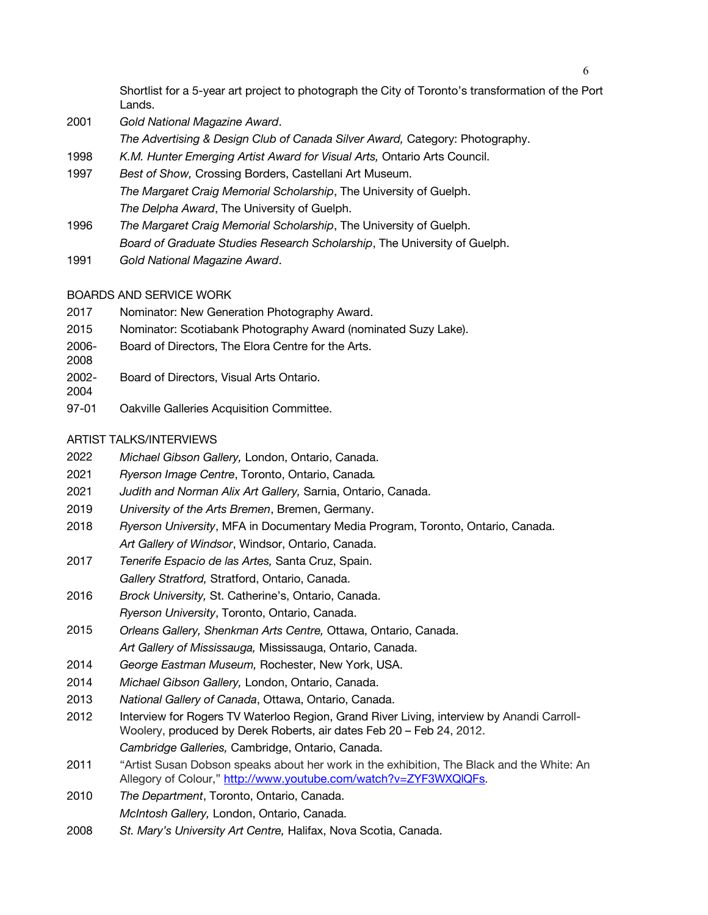Shortlist for a 5-year art project to photograph the City of Toronto's transformation of the Port Lands.

2001 *Gold National Magazine Award*.
*The Advertising & Design Club of Canada Silver Award,* Category: Photography.

1998 *K.M. Hunter Emerging Artist Award for Visual Arts,* Ontario Arts Council.

1997 *Best of Show,* Crossing Borders, Castellani Art Museum.
*The Margaret Craig Memorial Scholarship*, The University of Guelph.
*The Delpha Award*, The University of Guelph.

1996 *The Margaret Craig Memorial Scholarship*, The University of Guelph.
*Board of Graduate Studies Research Scholarship*, The University of Guelph.

1991 *Gold National Magazine Award*.

BOARDS AND SERVICE WORK

2017 Nominator: New Generation Photography Award.

2015 Nominator: Scotiabank Photography Award (nominated Suzy Lake).

2006-2008 Board of Directors, The Elora Centre for the Arts.

2002-2004 Board of Directors, Visual Arts Ontario.

97-01 Oakville Galleries Acquisition Committee.

ARTIST TALKS/INTERVIEWS

2022 *Michael Gibson Gallery,* London, Ontario, Canada.

2021 *Ryerson Image Centre*, Toronto, Ontario, Canada.

2021 *Judith and Norman Alix Art Gallery,* Sarnia, Ontario, Canada.

2019 *University of the Arts Bremen*, Bremen, Germany.

2018 *Ryerson University*, MFA in Documentary Media Program, Toronto, Ontario, Canada.
*Art Gallery of Windsor*, Windsor, Ontario, Canada.

2017 *Tenerife Espacio de las Artes,* Santa Cruz, Spain.
*Gallery Stratford,* Stratford, Ontario, Canada.

2016 *Brock University,* St. Catherine's, Ontario, Canada.
*Ryerson University*, Toronto, Ontario, Canada.

2015 *Orleans Gallery, Shenkman Arts Centre,* Ottawa, Ontario, Canada.
*Art Gallery of Mississauga,* Mississauga, Ontario, Canada.

2014 *George Eastman Museum,* Rochester, New York, USA.

2014 *Michael Gibson Gallery,* London, Ontario, Canada.

2013 *National Gallery of Canada*, Ottawa, Ontario, Canada.

2012 Interview for Rogers TV Waterloo Region, Grand River Living, interview by Anandi Carroll-Woolery, produced by Derek Roberts, air dates Feb 20 – Feb 24, 2012.
*Cambridge Galleries,* Cambridge, Ontario, Canada.

2011 "Artist Susan Dobson speaks about her work in the exhibition, The Black and the White: An Allegory of Colour," http://www.youtube.com/watch?v=ZYF3WXQlQFs.

2010 *The Department*, Toronto, Ontario, Canada.
*McIntosh Gallery,* London, Ontario, Canada.

2008 *St. Mary's University Art Centre,* Halifax, Nova Scotia, Canada.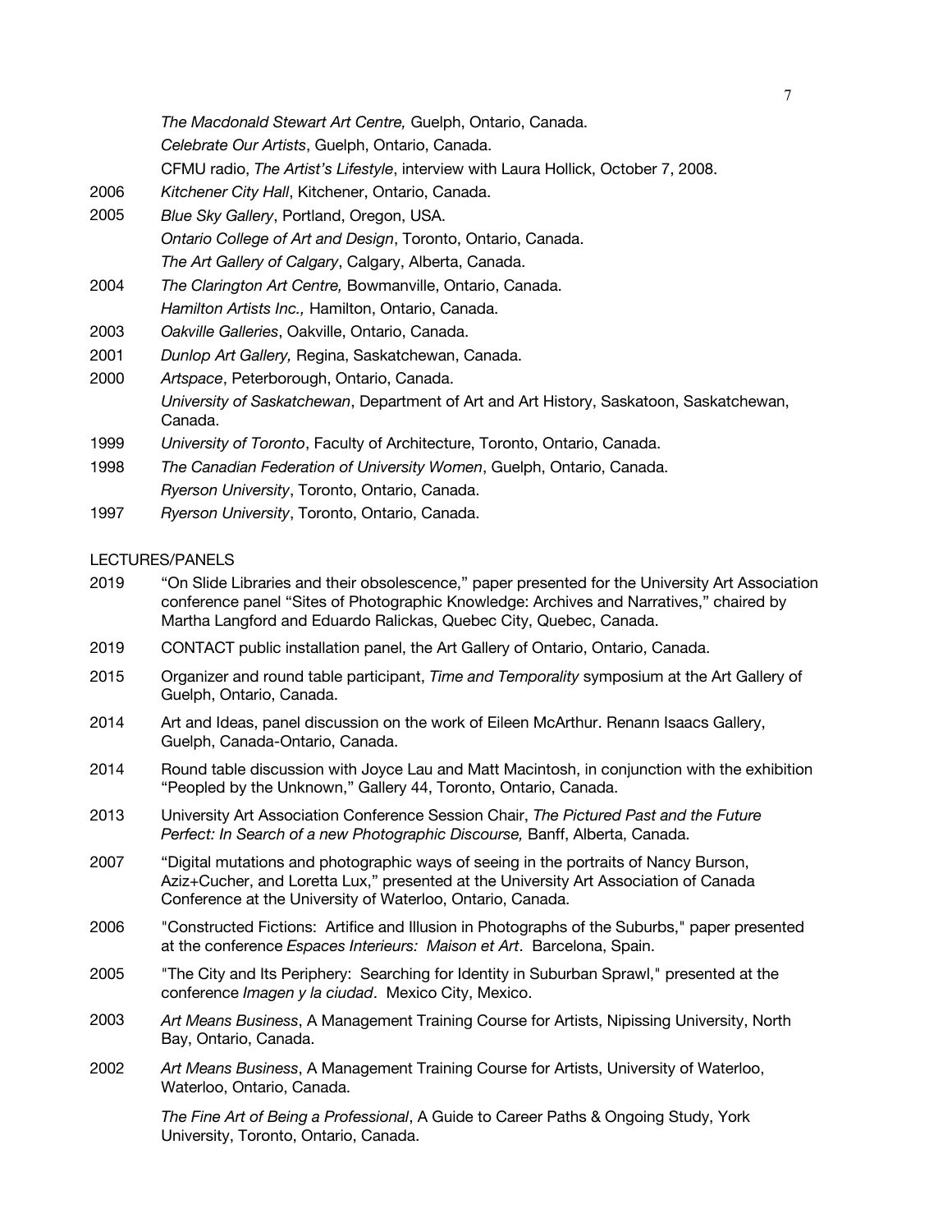*The Macdonald Stewart Art Centre,* Guelph, Ontario, Canada.
*Celebrate Our Artists*, Guelph, Ontario, Canada.
CFMU radio, *The Artist's Lifestyle*, interview with Laura Hollick, October 7, 2008.

2006 *Kitchener City Hall*, Kitchener, Ontario, Canada.

2005 *Blue Sky Gallery*, Portland, Oregon, USA.
*Ontario College of Art and Design*, Toronto, Ontario, Canada.
*The Art Gallery of Calgary*, Calgary, Alberta, Canada.

2004 *The Clarington Art Centre,* Bowmanville, Ontario, Canada.
*Hamilton Artists Inc.,* Hamilton, Ontario, Canada.

2003 *Oakville Galleries*, Oakville, Ontario, Canada.

2001 *Dunlop Art Gallery,* Regina, Saskatchewan, Canada.

2000 *Artspace*, Peterborough, Ontario, Canada.
*University of Saskatchewan*, Department of Art and Art History, Saskatoon, Saskatchewan, Canada.

1999 *University of Toronto*, Faculty of Architecture, Toronto, Ontario, Canada.

1998 *The Canadian Federation of University Women*, Guelph, Ontario, Canada.
*Ryerson University*, Toronto, Ontario, Canada.

1997 *Ryerson University*, Toronto, Ontario, Canada.

LECTURES/PANELS

2019 "On Slide Libraries and their obsolescence," paper presented for the University Art Association conference panel "Sites of Photographic Knowledge: Archives and Narratives," chaired by Martha Langford and Eduardo Ralickas, Quebec City, Quebec, Canada.

2019 CONTACT public installation panel, the Art Gallery of Ontario, Ontario, Canada.

2015 Organizer and round table participant, *Time and Temporality* symposium at the Art Gallery of Guelph, Ontario, Canada.

2014 Art and Ideas, panel discussion on the work of Eileen McArthur. Renann Isaacs Gallery, Guelph, Canada-Ontario, Canada.

2014 Round table discussion with Joyce Lau and Matt Macintosh, in conjunction with the exhibition "Peopled by the Unknown," Gallery 44, Toronto, Ontario, Canada.

2013 University Art Association Conference Session Chair, *The Pictured Past and the Future Perfect: In Search of a new Photographic Discourse,* Banff, Alberta, Canada.

2007 "Digital mutations and photographic ways of seeing in the portraits of Nancy Burson, Aziz+Cucher, and Loretta Lux," presented at the University Art Association of Canada Conference at the University of Waterloo, Ontario, Canada.

2006 "Constructed Fictions: Artifice and Illusion in Photographs of the Suburbs," paper presented at the conference *Espaces Interieurs: Maison et Art*. Barcelona, Spain.

2005 "The City and Its Periphery: Searching for Identity in Suburban Sprawl," presented at the conference *Imagen y la ciudad*. Mexico City, Mexico.

2003 *Art Means Business*, A Management Training Course for Artists, Nipissing University, North Bay, Ontario, Canada.

2002 *Art Means Business*, A Management Training Course for Artists, University of Waterloo, Waterloo, Ontario, Canada.

*The Fine Art of Being a Professional*, A Guide to Career Paths & Ongoing Study, York University, Toronto, Ontario, Canada.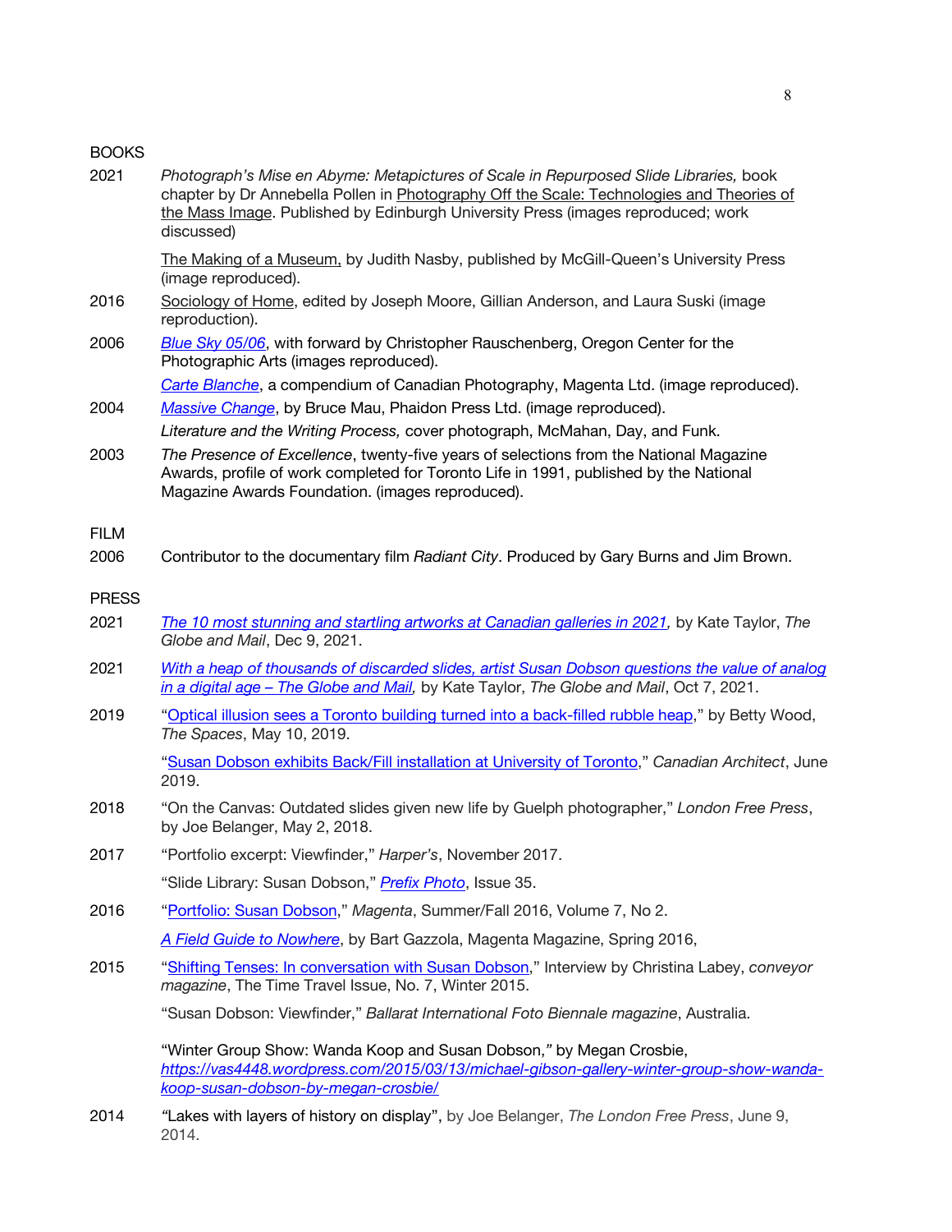## BOOKS

2021 *Photograph's Mise en Abyme: Metapictures of Scale in Repurposed Slide Libraries,* book chapter by Dr Annebella Pollen in Photography Off the Scale: Technologies and Theories of the Mass Image. Published by Edinburgh University Press (images reproduced; work discussed)

The Making of a Museum, by Judith Nasby, published by McGill-Queen's University Press (image reproduced).

2016 Sociology of Home, edited by Joseph Moore, Gillian Anderson, and Laura Suski (image reproduction).

2006 *Blue Sky 05/06*, with forward by Christopher Rauschenberg, Oregon Center for the Photographic Arts (images reproduced).

*Carte Blanche*, a compendium of Canadian Photography, Magenta Ltd. (image reproduced).

2004 *Massive Change*, by Bruce Mau, Phaidon Press Ltd. (image reproduced).

*Literature and the Writing Process,* cover photograph, McMahan, Day, and Funk.

2003 *The Presence of Excellence*, twenty-five years of selections from the National Magazine Awards, profile of work completed for Toronto Life in 1991, published by the National Magazine Awards Foundation. (images reproduced).

## FILM

2006 Contributor to the documentary film *Radiant City*. Produced by Gary Burns and Jim Brown.

## PRESS

2021 *The 10 most stunning and startling artworks at Canadian galleries in 2021,* by Kate Taylor, *The Globe and Mail*, Dec 9, 2021.

2021 *With a heap of thousands of discarded slides, artist Susan Dobson questions the value of analog in a digital age – The Globe and Mail,* by Kate Taylor, *The Globe and Mail*, Oct 7, 2021.

2019 "Optical illusion sees a Toronto building turned into a back-filled rubble heap," by Betty Wood, *The Spaces*, May 10, 2019.

"Susan Dobson exhibits Back/Fill installation at University of Toronto," *Canadian Architect*, June 2019.

2018 "On the Canvas: Outdated slides given new life by Guelph photographer," *London Free Press*, by Joe Belanger, May 2, 2018.

2017 "Portfolio excerpt: Viewfinder," *Harper's*, November 2017.

"Slide Library: Susan Dobson," *Prefix Photo*, Issue 35.

2016 "Portfolio: Susan Dobson," *Magenta*, Summer/Fall 2016, Volume 7, No 2.

*A Field Guide to Nowhere*, by Bart Gazzola, Magenta Magazine, Spring 2016,

2015 "Shifting Tenses: In conversation with Susan Dobson," Interview by Christina Labey, *conveyor magazine*, The Time Travel Issue, No. 7, Winter 2015.

"Susan Dobson: Viewfinder," *Ballarat International Foto Biennale magazine*, Australia.

"Winter Group Show: Wanda Koop and Susan Dobson," by Megan Crosbie, *https://vas4448.wordpress.com/2015/03/13/michael-gibson-gallery-winter-group-show-wanda-koop-susan-dobson-by-megan-crosbie/*

2014 "Lakes with layers of history on display", by Joe Belanger, *The London Free Press*, June 9, 2014.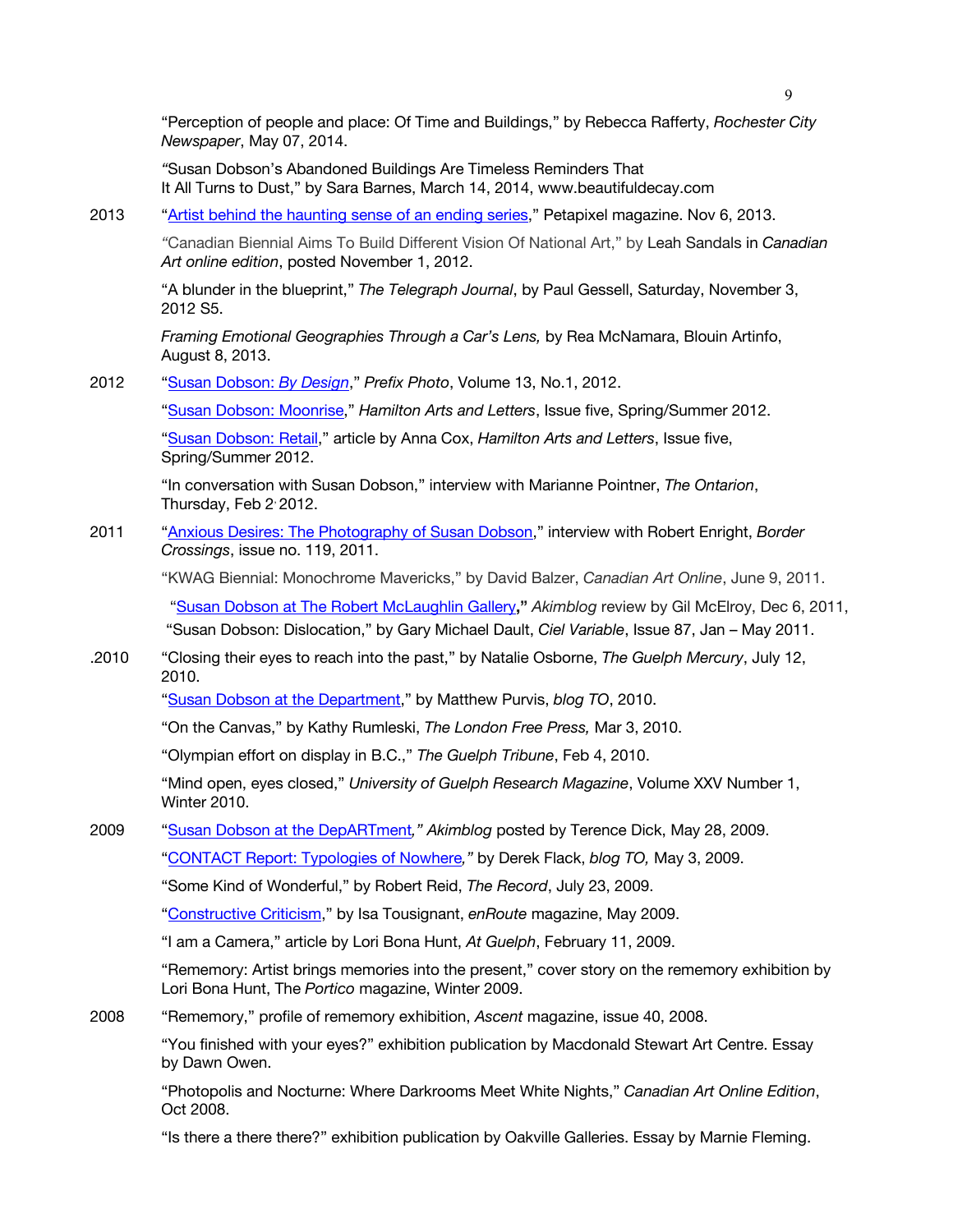"Perception of people and place: Of Time and Buildings," by Rebecca Rafferty, *Rochester City Newspaper*, May 07, 2014.

"Susan Dobson's Abandoned Buildings Are Timeless Reminders That It All Turns to Dust," by Sara Barnes, March 14, 2014, www.beautifuldecay.com

2013 "Artist behind the haunting sense of an ending series," Petapixel magazine. Nov 6, 2013.

"Canadian Biennial Aims To Build Different Vision Of National Art," by Leah Sandals in *Canadian Art online edition*, posted November 1, 2012.

"A blunder in the blueprint," *The Telegraph Journal*, by Paul Gessell, Saturday, November 3, 2012 S5.

*Framing Emotional Geographies Through a Car's Lens,* by Rea McNamara, Blouin Artinfo, August 8, 2013.

2012 "Susan Dobson: *By Design*," *Prefix Photo*, Volume 13, No.1, 2012.

"Susan Dobson: Moonrise," *Hamilton Arts and Letters*, Issue five, Spring/Summer 2012.

"Susan Dobson: Retail," article by Anna Cox, *Hamilton Arts and Letters*, Issue five, Spring/Summer 2012.

"In conversation with Susan Dobson," interview with Marianne Pointner, *The Ontarion*, Thursday, Feb 2, 2012.

2011 "Anxious Desires: The Photography of Susan Dobson," interview with Robert Enright, *Border Crossings*, issue no. 119, 2011.

"KWAG Biennial: Monochrome Mavericks," by David Balzer, *Canadian Art Online*, June 9, 2011.

"Susan Dobson at The Robert McLaughlin Gallery**,"** *Akimblog* review by Gil McElroy, Dec 6, 2011,

"Susan Dobson: Dislocation," by Gary Michael Dault, *Ciel Variable*, Issue 87, Jan – May 2011.

.2010 "Closing their eyes to reach into the past," by Natalie Osborne, *The Guelph Mercury*, July 12, 2010.

"Susan Dobson at the Department," by Matthew Purvis, *blog TO*, 2010.

"On the Canvas," by Kathy Rumleski, *The London Free Press,* Mar 3, 2010.

"Olympian effort on display in B.C.," *The Guelph Tribune*, Feb 4, 2010.

"Mind open, eyes closed," *University of Guelph Research Magazine*, Volume XXV Number 1, Winter 2010.

2009 "Susan Dobson at the DepARTment*," Akimblog* posted by Terence Dick, May 28, 2009.

"CONTACT Report: Typologies of Nowhere*,"* by Derek Flack, *blog TO,* May 3, 2009.

"Some Kind of Wonderful," by Robert Reid, *The Record*, July 23, 2009.

"Constructive Criticism," by Isa Tousignant, *enRoute* magazine, May 2009.

"I am a Camera," article by Lori Bona Hunt, *At Guelph*, February 11, 2009.

"Rememory: Artist brings memories into the present," cover story on the rememory exhibition by Lori Bona Hunt, The *Portico* magazine, Winter 2009.

2008 "Rememory," profile of rememory exhibition, *Ascent* magazine, issue 40, 2008.

"You finished with your eyes?" exhibition publication by Macdonald Stewart Art Centre. Essay by Dawn Owen.

"Photopolis and Nocturne: Where Darkrooms Meet White Nights," *Canadian Art Online Edition*, Oct 2008.

"Is there a there there?" exhibition publication by Oakville Galleries. Essay by Marnie Fleming.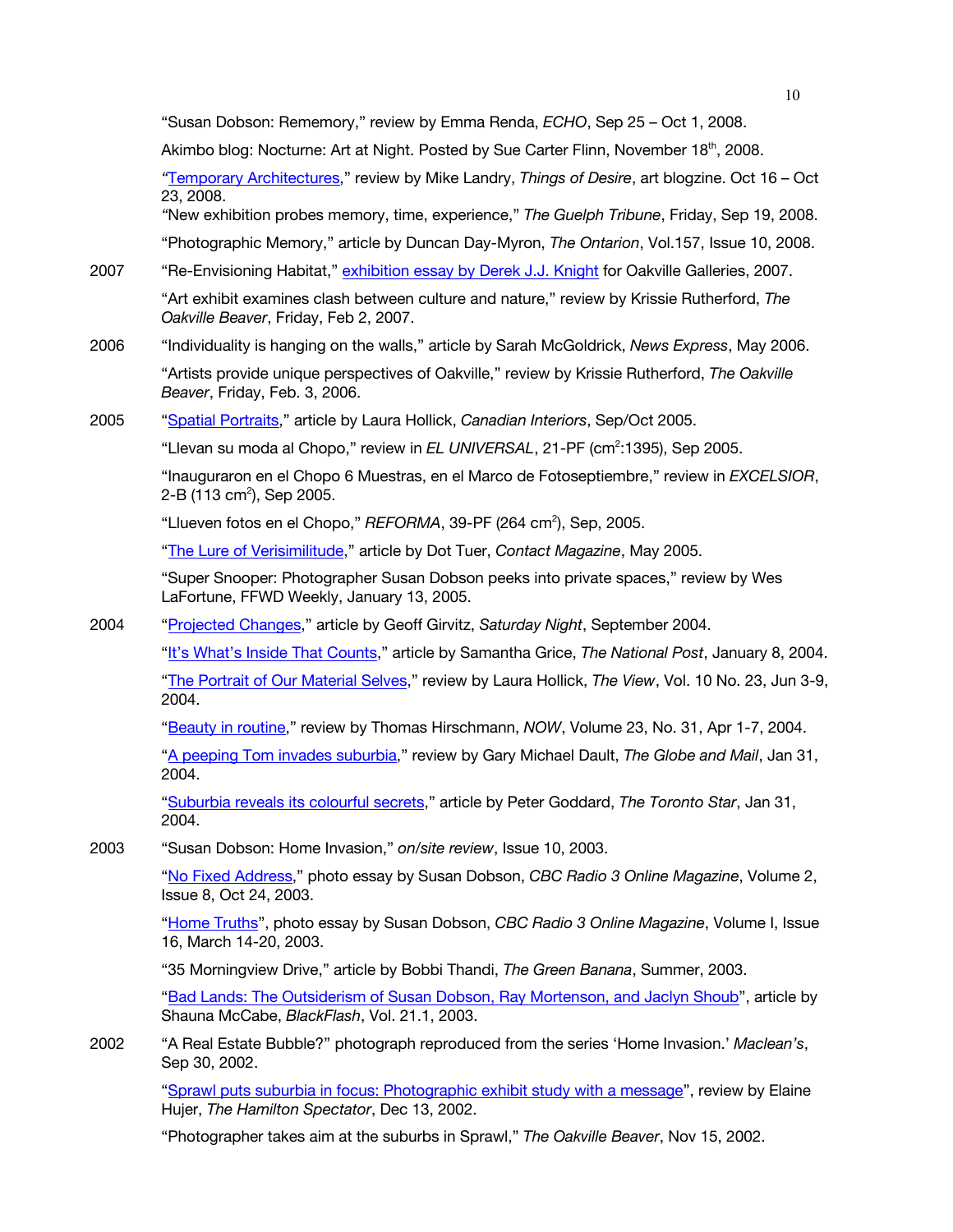"Susan Dobson: Rememory," review by Emma Renda, *ECHO*, Sep 25 – Oct 1, 2008.

Akimbo blog: Nocturne: Art at Night. Posted by Sue Carter Flinn, November 18th, 2008.

"Temporary Architectures," review by Mike Landry, *Things of Desire*, art blogzine. Oct 16 – Oct 23, 2008.

"New exhibition probes memory, time, experience," *The Guelph Tribune*, Friday, Sep 19, 2008.

"Photographic Memory," article by Duncan Day-Myron, *The Ontarion*, Vol.157, Issue 10, 2008.

2007 "Re-Envisioning Habitat," exhibition essay by Derek J.J. Knight for Oakville Galleries, 2007.

"Art exhibit examines clash between culture and nature," review by Krissie Rutherford, *The Oakville Beaver*, Friday, Feb 2, 2007.

2006 "Individuality is hanging on the walls," article by Sarah McGoldrick, *News Express*, May 2006.

"Artists provide unique perspectives of Oakville," review by Krissie Rutherford, *The Oakville Beaver*, Friday, Feb. 3, 2006.

2005 "Spatial Portraits," article by Laura Hollick, *Canadian Interiors*, Sep/Oct 2005.

"Llevan su moda al Chopo," review in *EL UNIVERSAL*, 21-PF ($cm^2$:1395), Sep 2005.

"Inauguraron en el Chopo 6 Muestras, en el Marco de Fotoseptiembre," review in *EXCELSIOR*, 2-B (113 $cm^2$), Sep 2005.

"Llueven fotos en el Chopo," *REFORMA*, 39-PF (264 $cm^2$), Sep, 2005.

"The Lure of Verisimilitude," article by Dot Tuer, *Contact Magazine*, May 2005.

"Super Snooper: Photographer Susan Dobson peeks into private spaces," review by Wes LaFortune, FFWD Weekly, January 13, 2005.

2004 "Projected Changes," article by Geoff Girvitz, *Saturday Night*, September 2004.

"It's What's Inside That Counts," article by Samantha Grice, *The National Post*, January 8, 2004.

"The Portrait of Our Material Selves," review by Laura Hollick, *The View*, Vol. 10 No. 23, Jun 3-9, 2004.

"Beauty in routine," review by Thomas Hirschmann, *NOW*, Volume 23, No. 31, Apr 1-7, 2004.

"A peeping Tom invades suburbia," review by Gary Michael Dault, *The Globe and Mail*, Jan 31, 2004.

"Suburbia reveals its colourful secrets," article by Peter Goddard, *The Toronto Star*, Jan 31, 2004.

2003 "Susan Dobson: Home Invasion," *on/site review*, Issue 10, 2003.

"No Fixed Address," photo essay by Susan Dobson, *CBC Radio 3 Online Magazine*, Volume 2, Issue 8, Oct 24, 2003.

"Home Truths", photo essay by Susan Dobson, *CBC Radio 3 Online Magazine*, Volume I, Issue 16, March 14-20, 2003.

"35 Morningview Drive," article by Bobbi Thandi, *The Green Banana*, Summer, 2003.

"Bad Lands: The Outsiderism of Susan Dobson, Ray Mortenson, and Jaclyn Shoub", article by Shauna McCabe, *BlackFlash*, Vol. 21.1, 2003.

2002 "A Real Estate Bubble?" photograph reproduced from the series 'Home Invasion.' *Maclean's*, Sep 30, 2002.

"Sprawl puts suburbia in focus: Photographic exhibit study with a message", review by Elaine Hujer, *The Hamilton Spectator*, Dec 13, 2002.

"Photographer takes aim at the suburbs in Sprawl," *The Oakville Beaver*, Nov 15, 2002.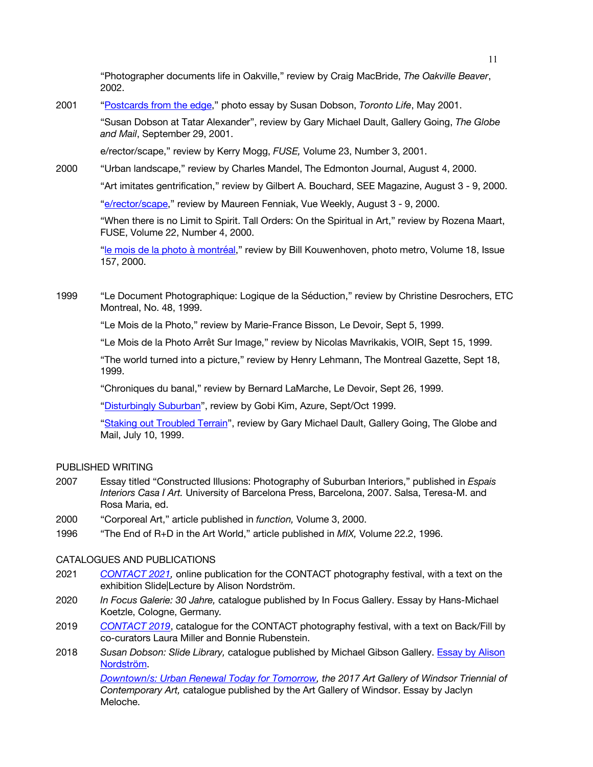"Photographer documents life in Oakville," review by Craig MacBride, *The Oakville Beaver*, 2002.

2001 "Postcards from the edge," photo essay by Susan Dobson, *Toronto Life*, May 2001.

"Susan Dobson at Tatar Alexander", review by Gary Michael Dault, Gallery Going, *The Globe and Mail*, September 29, 2001.

e/rector/scape," review by Kerry Mogg, *FUSE,* Volume 23, Number 3, 2001.

2000 "Urban landscape," review by Charles Mandel, The Edmonton Journal, August 4, 2000.

"Art imitates gentrification," review by Gilbert A. Bouchard, SEE Magazine, August 3 - 9, 2000.

"e/rector/scape," review by Maureen Fenniak, Vue Weekly, August 3 - 9, 2000.

"When there is no Limit to Spirit. Tall Orders: On the Spiritual in Art," review by Rozena Maart, FUSE, Volume 22, Number 4, 2000.

"le mois de la photo à montréal," review by Bill Kouwenhoven, photo metro, Volume 18, Issue 157, 2000.

1999 "Le Document Photographique: Logique de la Séduction," review by Christine Desrochers, ETC Montreal, No. 48, 1999.

"Le Mois de la Photo," review by Marie-France Bisson, Le Devoir, Sept 5, 1999.

"Le Mois de la Photo Arrêt Sur Image," review by Nicolas Mavrikakis, VOIR, Sept 15, 1999.

"The world turned into a picture," review by Henry Lehmann, The Montreal Gazette, Sept 18, 1999.

"Chroniques du banal," review by Bernard LaMarche, Le Devoir, Sept 26, 1999.

"Disturbingly Suburban", review by Gobi Kim, Azure, Sept/Oct 1999.

"Staking out Troubled Terrain", review by Gary Michael Dault, Gallery Going, The Globe and Mail, July 10, 1999.

## PUBLISHED WRITING

2007 Essay titled "Constructed Illusions: Photography of Suburban Interiors," published in *Espais Interiors Casa I Art.* University of Barcelona Press, Barcelona, 2007. Salsa, Teresa-M. and Rosa Maria, ed.

2000 "Corporeal Art," article published in *function,* Volume 3, 2000.

1996 "The End of R+D in the Art World," article published in *MIX,* Volume 22.2, 1996.

## CATALOGUES AND PUBLICATIONS

2021 *CONTACT 2021,* online publication for the CONTACT photography festival, with a text on the exhibition Slide|Lecture by Alison Nordström.

2020 *In Focus Galerie: 30 Jahre,* catalogue published by In Focus Gallery. Essay by Hans-Michael Koetzle, Cologne, Germany.

2019 *CONTACT 2019*, catalogue for the CONTACT photography festival, with a text on Back/Fill by co-curators Laura Miller and Bonnie Rubenstein.

2018 *Susan Dobson: Slide Library,* catalogue published by Michael Gibson Gallery. Essay by Alison Nordström.

*Downtown/s: Urban Renewal Today for Tomorrow, the 2017 Art Gallery of Windsor Triennial of Contemporary Art,* catalogue published by the Art Gallery of Windsor. Essay by Jaclyn Meloche.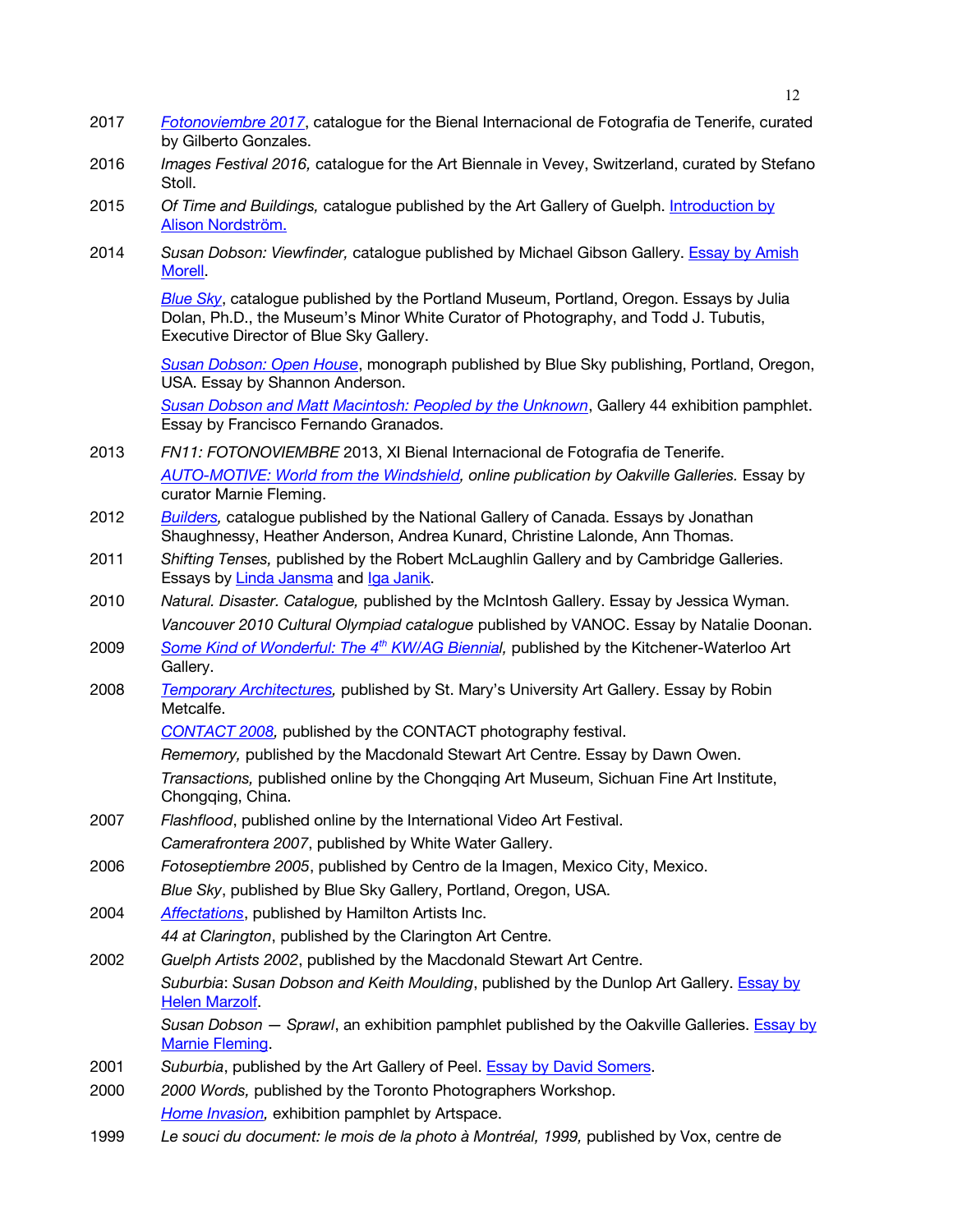2017 *Fotonoviembre 2017*, catalogue for the Bienal Internacional de Fotografia de Tenerife, curated by Gilberto Gonzales.

2016 *Images Festival 2016,* catalogue for the Art Biennale in Vevey, Switzerland, curated by Stefano Stoll.

2015 *Of Time and Buildings,* catalogue published by the Art Gallery of Guelph. Introduction by Alison Nordström.

2014 *Susan Dobson: Viewfinder,* catalogue published by Michael Gibson Gallery. Essay by Amish Morell.

*Blue Sky*, catalogue published by the Portland Museum, Portland, Oregon. Essays by Julia Dolan, Ph.D., the Museum's Minor White Curator of Photography, and Todd J. Tubutis, Executive Director of Blue Sky Gallery.

*Susan Dobson: Open House*, monograph published by Blue Sky publishing, Portland, Oregon, USA. Essay by Shannon Anderson.

*Susan Dobson and Matt Macintosh: Peopled by the Unknown*, Gallery 44 exhibition pamphlet. Essay by Francisco Fernando Granados.

2013 *FN11: FOTONOVIEMBRE* 2013, XI Bienal Internacional de Fotografia de Tenerife.

*AUTO-MOTIVE: World from the Windshield, online publication by Oakville Galleries.* Essay by curator Marnie Fleming.

2012 *Builders,* catalogue published by the National Gallery of Canada. Essays by Jonathan Shaughnessy, Heather Anderson, Andrea Kunard, Christine Lalonde, Ann Thomas.

2011 *Shifting Tenses,* published by the Robert McLaughlin Gallery and by Cambridge Galleries. Essays by Linda Jansma and Iga Janik.

2010 *Natural. Disaster. Catalogue,* published by the McIntosh Gallery. Essay by Jessica Wyman.

*Vancouver 2010 Cultural Olympiad catalogue* published by VANOC. Essay by Natalie Doonan.

2009 *Some Kind of Wonderful: The 4th KW/AG Biennial,* published by the Kitchener-Waterloo Art Gallery.

2008 *Temporary Architectures,* published by St. Mary's University Art Gallery. Essay by Robin Metcalfe.

*CONTACT 2008,* published by the CONTACT photography festival.

*Rememory,* published by the Macdonald Stewart Art Centre. Essay by Dawn Owen.

*Transactions,* published online by the Chongqing Art Museum, Sichuan Fine Art Institute, Chongqing, China.

2007 *Flashflood*, published online by the International Video Art Festival.

*Camerafrontera 2007*, published by White Water Gallery.

2006 *Fotoseptiembre 2005*, published by Centro de la Imagen, Mexico City, Mexico.

*Blue Sky*, published by Blue Sky Gallery, Portland, Oregon, USA.

2004 *Affectations*, published by Hamilton Artists Inc.

*44 at Clarington*, published by the Clarington Art Centre.

2002 *Guelph Artists 2002*, published by the Macdonald Stewart Art Centre.

*Suburbia*: *Susan Dobson and Keith Moulding*, published by the Dunlop Art Gallery. Essay by Helen Marzolf.

*Susan Dobson — Sprawl*, an exhibition pamphlet published by the Oakville Galleries. Essay by Marnie Fleming.

2001 *Suburbia*, published by the Art Gallery of Peel. Essay by David Somers.

2000 *2000 Words,* published by the Toronto Photographers Workshop.

*Home Invasion,* exhibition pamphlet by Artspace.

1999 *Le souci du document: le mois de la photo à Montréal, 1999,* published by Vox, centre de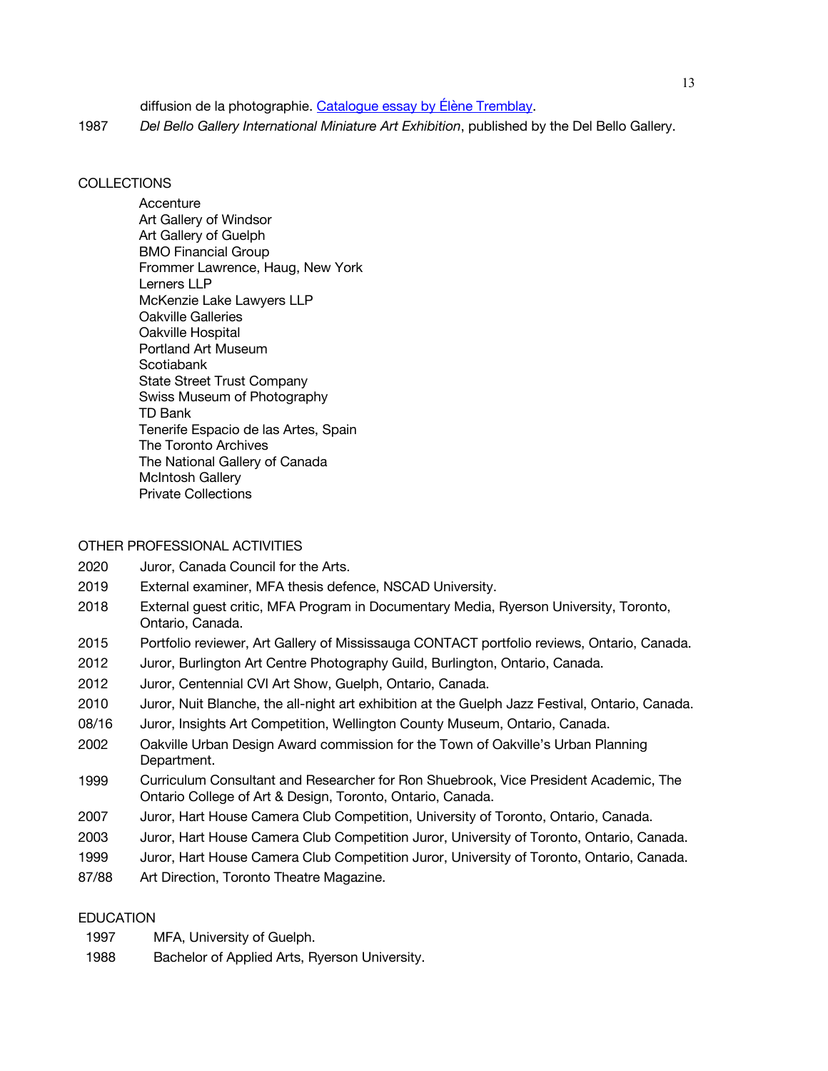diffusion de la photographie. [Catalogue essay by Élène Tremblay](#).

1987 *Del Bello Gallery International Miniature Art Exhibition*, published by the Del Bello Gallery.

## COLLECTIONS

Accenture
Art Gallery of Windsor
Art Gallery of Guelph
BMO Financial Group
Frommer Lawrence, Haug, New York
Lerners LLP
McKenzie Lake Lawyers LLP
Oakville Galleries
Oakville Hospital
Portland Art Museum
Scotiabank
State Street Trust Company
Swiss Museum of Photography
TD Bank
Tenerife Espacio de las Artes, Spain
The Toronto Archives
The National Gallery of Canada
McIntosh Gallery
Private Collections

## OTHER PROFESSIONAL ACTIVITIES

2020 Juror, Canada Council for the Arts.
2019 External examiner, MFA thesis defence, NSCAD University.
2018 External guest critic, MFA Program in Documentary Media, Ryerson University, Toronto, Ontario, Canada.
2015 Portfolio reviewer, Art Gallery of Mississauga CONTACT portfolio reviews, Ontario, Canada.
2012 Juror, Burlington Art Centre Photography Guild, Burlington, Ontario, Canada.
2012 Juror, Centennial CVI Art Show, Guelph, Ontario, Canada.
2010 Juror, Nuit Blanche, the all-night art exhibition at the Guelph Jazz Festival, Ontario, Canada.
08/16 Juror, Insights Art Competition, Wellington County Museum, Ontario, Canada.
2002 Oakville Urban Design Award commission for the Town of Oakville's Urban Planning Department.
1999 Curriculum Consultant and Researcher for Ron Shuebrook, Vice President Academic, The Ontario College of Art & Design, Toronto, Ontario, Canada.
2007 Juror, Hart House Camera Club Competition, University of Toronto, Ontario, Canada.
2003 Juror, Hart House Camera Club Competition Juror, University of Toronto, Ontario, Canada.
1999 Juror, Hart House Camera Club Competition Juror, University of Toronto, Ontario, Canada.
87/88 Art Direction, Toronto Theatre Magazine.

## EDUCATION

1997 MFA, University of Guelph.
1988 Bachelor of Applied Arts, Ryerson University.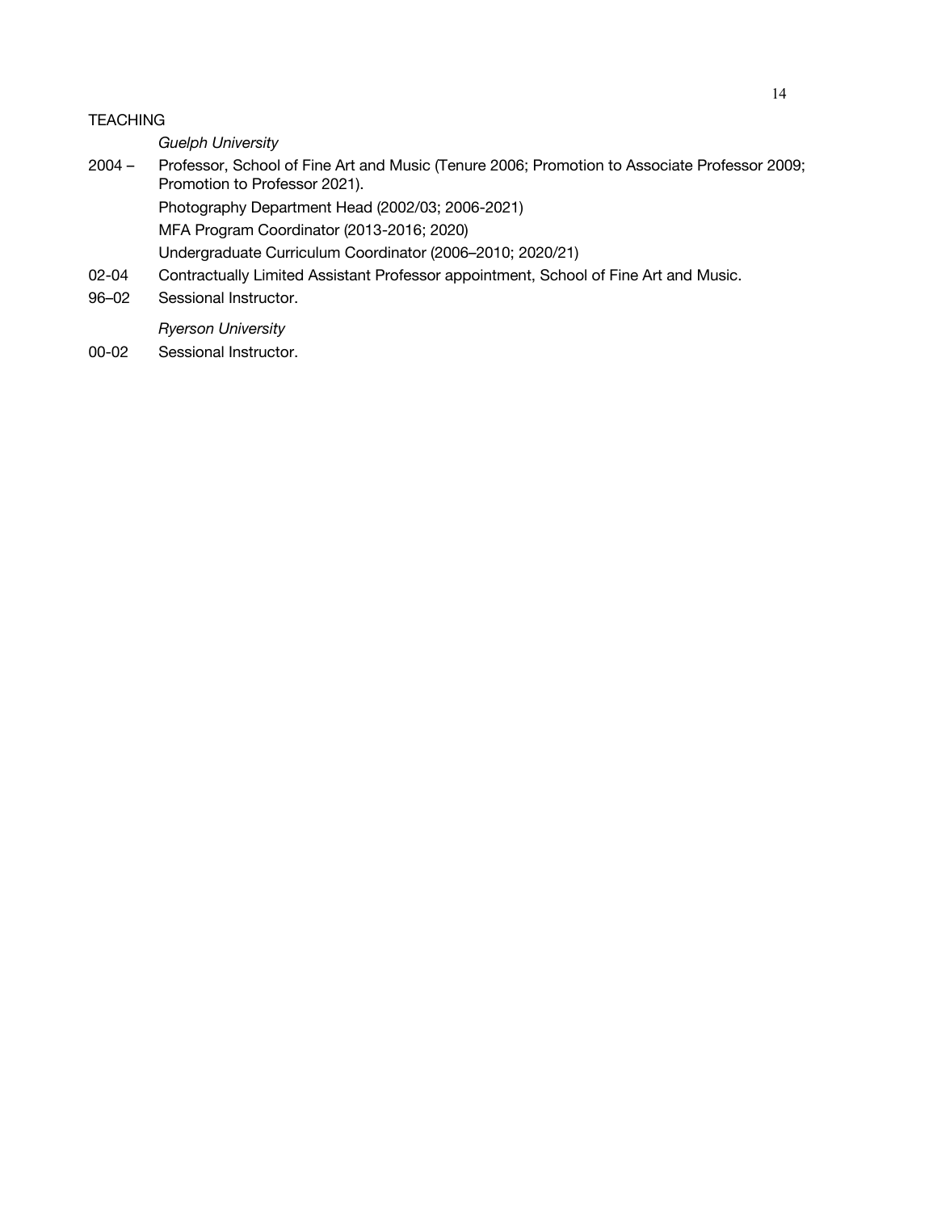## TEACHING

*Guelph University*

2004 – Professor, School of Fine Art and Music (Tenure 2006; Promotion to Associate Professor 2009; Promotion to Professor 2021).

Photography Department Head (2002/03; 2006-2021)

MFA Program Coordinator (2013-2016; 2020)

Undergraduate Curriculum Coordinator (2006–2010; 2020/21)

02-04 Contractually Limited Assistant Professor appointment, School of Fine Art and Music.

96–02 Sessional Instructor.

*Ryerson University*

00-02 Sessional Instructor.